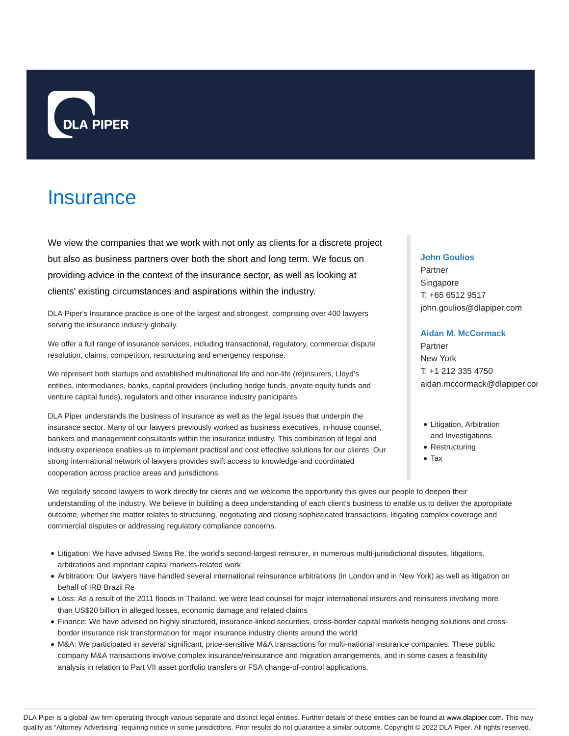DLA PIPER

# Insurance

We view the companies that we work with not only as clients for a discrete project but also as business partners over both the short and long term. We focus on providing advice in the context of the insurance sector, as well as looking at clients' existing circumstances and aspirations within the industry.

DLA Piper's Insurance practice is one of the largest and strongest, comprising over 400 lawyers serving the insurance industry globally.

We offer a full range of insurance services, including transactional, regulatory, commercial dispute resolution, claims, competition, restructuring and emergency response.

We represent both startups and established multinational life and non-life (re)insurers, Lloyd's entities, intermediaries, banks, capital providers (including hedge funds, private equity funds and venture capital funds), regulators and other insurance industry participants.

DLA Piper understands the business of insurance as well as the legal issues that underpin the insurance sector. Many of our lawyers previously worked as business executives, in-house counsel, bankers and management consultants within the insurance industry. This combination of legal and industry experience enables us to implement practical and cost effective solutions for our clients. Our strong international network of lawyers provides swift access to knowledge and coordinated cooperation across practice areas and jurisdictions.

**John Goulios**
Partner
Singapore
T: +65 6512 9517
john.goulios@dlapiper.com

**Aidan M. McCormack**
Partner
New York
T: +1 212 335 4750
aidan.mccormack@dlapiper.com

- Litigation, Arbitration and Investigations
- Restructuring
- Tax

We regularly second lawyers to work directly for clients and we welcome the opportunity this gives our people to deepen their understanding of the industry. We believe in building a deep understanding of each client's business to enable us to deliver the appropriate outcome, whether the matter relates to structuring, negotiating and closing sophisticated transactions, litigating complex coverage and commercial disputes or addressing regulatory compliance concerns.

- Litigation: We have advised Swiss Re, the world's second-largest reinsurer, in numerous multi-jurisdictional disputes, litigations, arbitrations and important capital markets-related work
- Arbitration: Our lawyers have handled several international reinsurance arbitrations (in London and in New York) as well as litigation on behalf of IRB Brazil Re
- Loss: As a result of the 2011 floods in Thailand, we were lead counsel for major international insurers and reinsurers involving more than US$20 billion in alleged losses, economic damage and related claims
- Finance: We have advised on highly structured, insurance-linked securities, cross-border capital markets hedging solutions and cross-border insurance risk transformation for major insurance industry clients around the world
- M&A: We participated in several significant, price-sensitive M&A transactions for multi-national insurance companies. These public company M&A transactions involve complex insurance/reinsurance and migration arrangements, and in some cases a feasibility analysis in relation to Part VII asset portfolio transfers or FSA change-of-control applications.

DLA Piper is a global law firm operating through various separate and distinct legal entities. Further details of these entities can be found at www.dlapiper.com. This may qualify as "Attorney Advertising" requiring notice in some jurisdictions. Prior results do not guarantee a similar outcome. Copyright © 2022 DLA Piper. All rights reserved.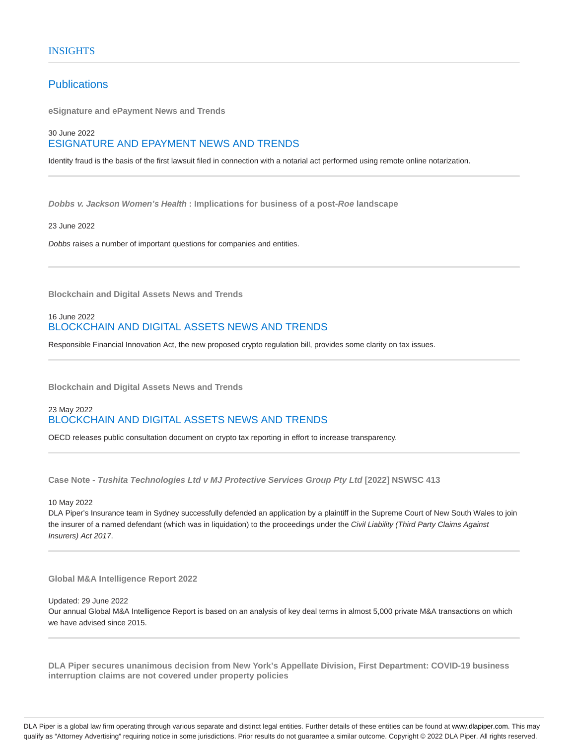## INSIGHTS

### Publications

**eSignature and ePayment News and Trends**

30 June 2022

ESIGNATURE AND EPAYMENT NEWS AND TRENDS

Identity fraud is the basis of the first lawsuit filed in connection with a notarial act performed using remote online notarization.

---

***Dobbs v. Jackson Women's Health*** **: Implications for business of a post-*Roe* landscape**

23 June 2022

*Dobbs* raises a number of important questions for companies and entities.

---

**Blockchain and Digital Assets News and Trends**

16 June 2022

BLOCKCHAIN AND DIGITAL ASSETS NEWS AND TRENDS

Responsible Financial Innovation Act, the new proposed crypto regulation bill, provides some clarity on tax issues.

---

**Blockchain and Digital Assets News and Trends**

23 May 2022

BLOCKCHAIN AND DIGITAL ASSETS NEWS AND TRENDS

OECD releases public consultation document on crypto tax reporting in effort to increase transparency.

---

**Case Note - *Tushita Technologies Ltd v MJ Protective Services Group Pty Ltd* [2022] NSWSC 413**

10 May 2022

DLA Piper's Insurance team in Sydney successfully defended an application by a plaintiff in the Supreme Court of New South Wales to join the insurer of a named defendant (which was in liquidation) to the proceedings under the *Civil Liability (Third Party Claims Against Insurers) Act 2017*.

---

**Global M&A Intelligence Report 2022**

Updated: 29 June 2022

Our annual Global M&A Intelligence Report is based on an analysis of key deal terms in almost 5,000 private M&A transactions on which we have advised since 2015.

---

**DLA Piper secures unanimous decision from New York's Appellate Division, First Department: COVID-19 business interruption claims are not covered under property policies**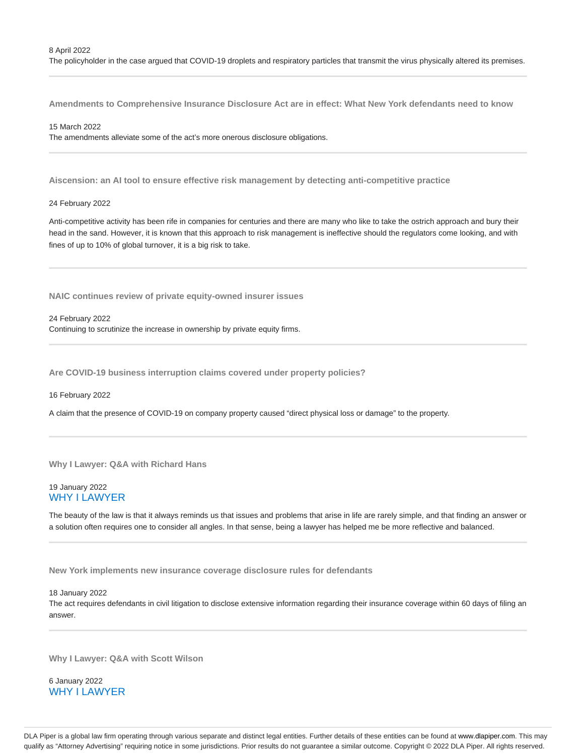8 April 2022
The policyholder in the case argued that COVID-19 droplets and respiratory particles that transmit the virus physically altered its premises.

---

### Amendments to Comprehensive Insurance Disclosure Act are in effect: What New York defendants need to know

15 March 2022
The amendments alleviate some of the act's more onerous disclosure obligations.

---

### Aiscension: an AI tool to ensure effective risk management by detecting anti-competitive practice

24 February 2022

Anti-competitive activity has been rife in companies for centuries and there are many who like to take the ostrich approach and bury their head in the sand. However, it is known that this approach to risk management is ineffective should the regulators come looking, and with fines of up to 10% of global turnover, it is a big risk to take.

---

### NAIC continues review of private equity-owned insurer issues

24 February 2022
Continuing to scrutinize the increase in ownership by private equity firms.

---

### Are COVID-19 business interruption claims covered under property policies?

16 February 2022

A claim that the presence of COVID-19 on company property caused "direct physical loss or damage" to the property.

---

### Why I Lawyer: Q&A with Richard Hans

19 January 2022
WHY I LAWYER

The beauty of the law is that it always reminds us that issues and problems that arise in life are rarely simple, and that finding an answer or a solution often requires one to consider all angles. In that sense, being a lawyer has helped me be more reflective and balanced.

---

### New York implements new insurance coverage disclosure rules for defendants

18 January 2022
The act requires defendants in civil litigation to disclose extensive information regarding their insurance coverage within 60 days of filing an answer.

---

### Why I Lawyer: Q&A with Scott Wilson

6 January 2022
WHY I LAWYER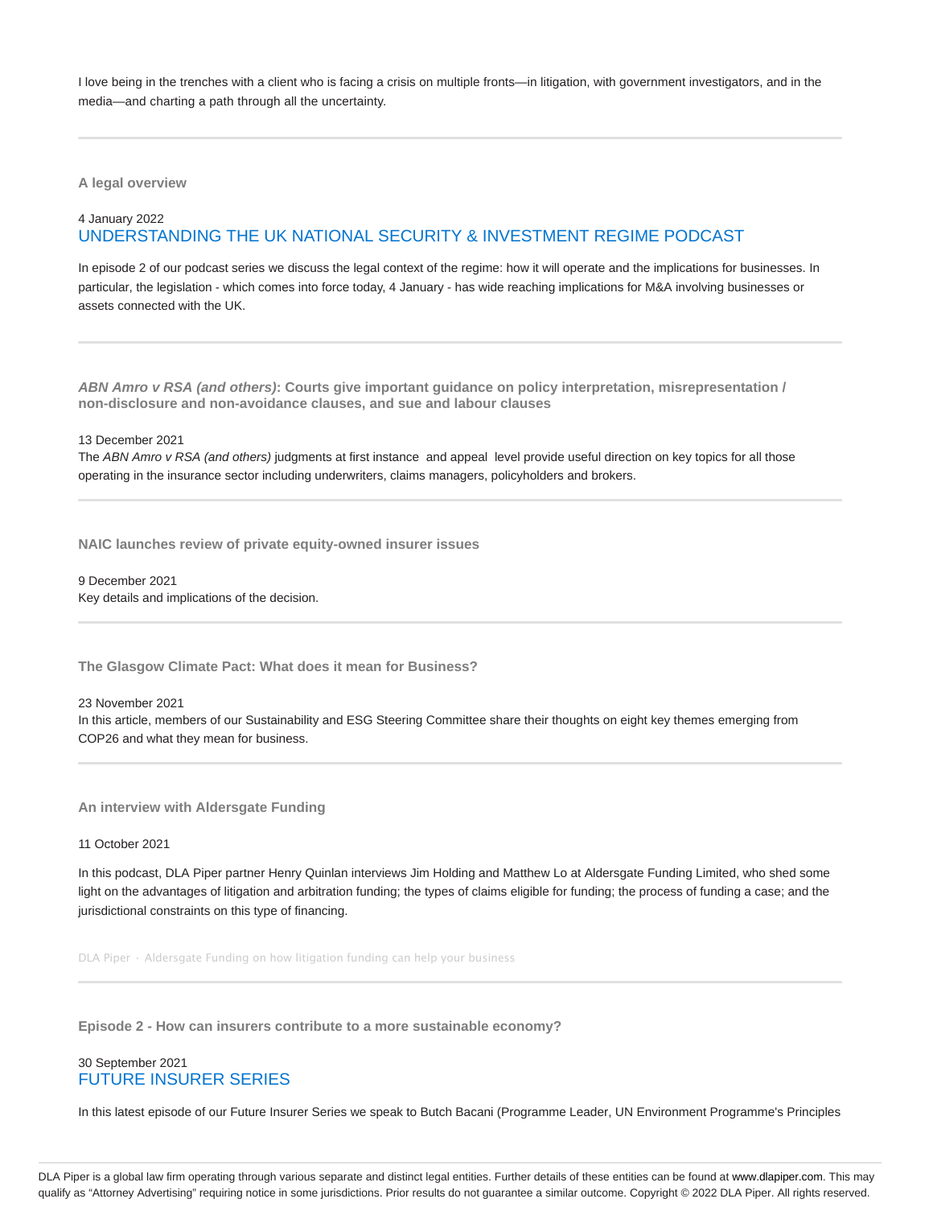I love being in the trenches with a client who is facing a crisis on multiple fronts—in litigation, with government investigators, and in the media—and charting a path through all the uncertainty.

---

### A legal overview

4 January 2022

UNDERSTANDING THE UK NATIONAL SECURITY & INVESTMENT REGIME PODCAST

In episode 2 of our podcast series we discuss the legal context of the regime: how it will operate and the implications for businesses. In particular, the legislation - which comes into force today, 4 January - has wide reaching implications for M&A involving businesses or assets connected with the UK.

---

### *ABN Amro v RSA (and others)*: Courts give important guidance on policy interpretation, misrepresentation / non-disclosure and non-avoidance clauses, and sue and labour clauses

13 December 2021

The *ABN Amro v RSA (and others)* judgments at first instance and appeal level provide useful direction on key topics for all those operating in the insurance sector including underwriters, claims managers, policyholders and brokers.

---

### NAIC launches review of private equity-owned insurer issues

9 December 2021

Key details and implications of the decision.

---

### The Glasgow Climate Pact: What does it mean for Business?

23 November 2021

In this article, members of our Sustainability and ESG Steering Committee share their thoughts on eight key themes emerging from COP26 and what they mean for business.

---

### An interview with Aldersgate Funding

11 October 2021

In this podcast, DLA Piper partner Henry Quinlan interviews Jim Holding and Matthew Lo at Aldersgate Funding Limited, who shed some light on the advantages of litigation and arbitration funding; the types of claims eligible for funding; the process of funding a case; and the jurisdictional constraints on this type of financing.

DLA Piper · Aldersgate Funding on how litigation funding can help your business

---

### Episode 2 - How can insurers contribute to a more sustainable economy?

30 September 2021

FUTURE INSURER SERIES

In this latest episode of our Future Insurer Series we speak to Butch Bacani (Programme Leader, UN Environment Programme's Principles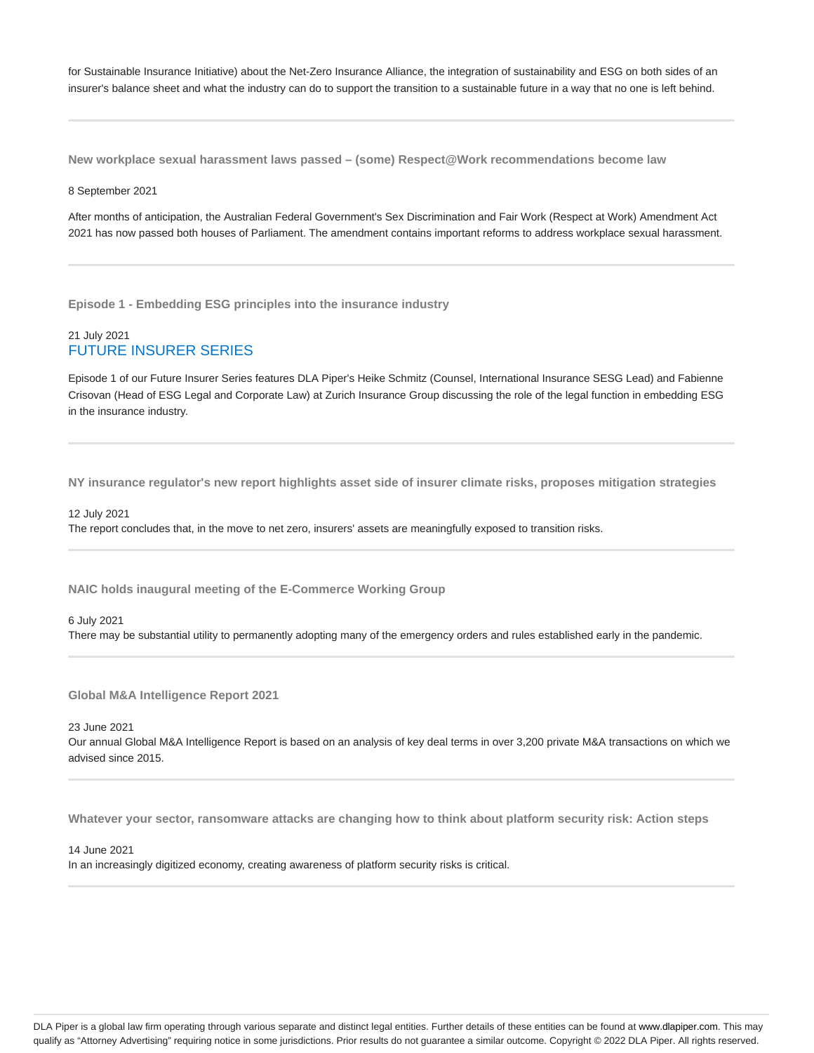for Sustainable Insurance Initiative) about the Net-Zero Insurance Alliance, the integration of sustainability and ESG on both sides of an insurer's balance sheet and what the industry can do to support the transition to a sustainable future in a way that no one is left behind.

---

**New workplace sexual harassment laws passed – (some) Respect@Work recommendations become law**

8 September 2021

After months of anticipation, the Australian Federal Government's Sex Discrimination and Fair Work (Respect at Work) Amendment Act 2021 has now passed both houses of Parliament. The amendment contains important reforms to address workplace sexual harassment.

---

**Episode 1 - Embedding ESG principles into the insurance industry**

21 July 2021
FUTURE INSURER SERIES

Episode 1 of our Future Insurer Series features DLA Piper's Heike Schmitz (Counsel, International Insurance SESG Lead) and Fabienne Crisovan (Head of ESG Legal and Corporate Law) at Zurich Insurance Group discussing the role of the legal function in embedding ESG in the insurance industry.

---

**NY insurance regulator's new report highlights asset side of insurer climate risks, proposes mitigation strategies**

12 July 2021
The report concludes that, in the move to net zero, insurers' assets are meaningfully exposed to transition risks.

---

**NAIC holds inaugural meeting of the E-Commerce Working Group**

6 July 2021
There may be substantial utility to permanently adopting many of the emergency orders and rules established early in the pandemic.

---

**Global M&A Intelligence Report 2021**

23 June 2021
Our annual Global M&A Intelligence Report is based on an analysis of key deal terms in over 3,200 private M&A transactions on which we advised since 2015.

---

**Whatever your sector, ransomware attacks are changing how to think about platform security risk: Action steps**

14 June 2021
In an increasingly digitized economy, creating awareness of platform security risks is critical.

---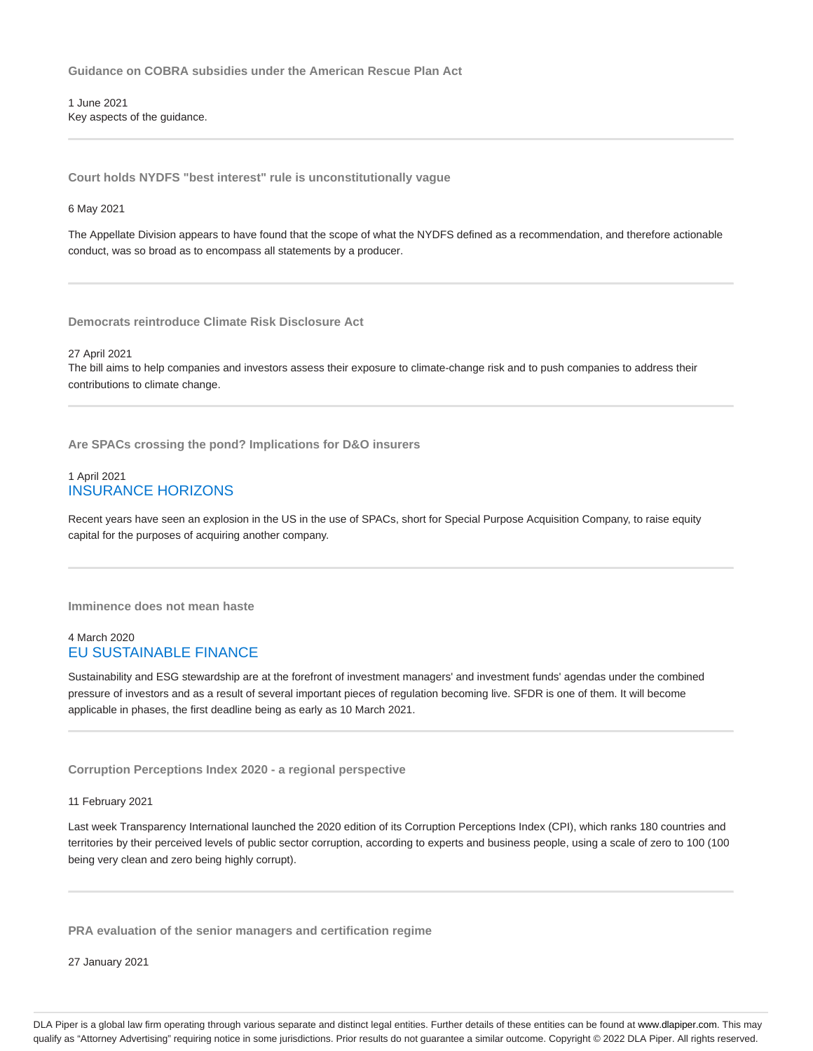### Guidance on COBRA subsidies under the American Rescue Plan Act

1 June 2021

Key aspects of the guidance.

---

### Court holds NYDFS "best interest" rule is unconstitutionally vague

6 May 2021

The Appellate Division appears to have found that the scope of what the NYDFS defined as a recommendation, and therefore actionable conduct, was so broad as to encompass all statements by a producer.

---

### Democrats reintroduce Climate Risk Disclosure Act

27 April 2021

The bill aims to help companies and investors assess their exposure to climate-change risk and to push companies to address their contributions to climate change.

---

### Are SPACs crossing the pond? Implications for D&O insurers

1 April 2021

INSURANCE HORIZONS

Recent years have seen an explosion in the US in the use of SPACs, short for Special Purpose Acquisition Company, to raise equity capital for the purposes of acquiring another company.

---

### Imminence does not mean haste

4 March 2020

EU SUSTAINABLE FINANCE

Sustainability and ESG stewardship are at the forefront of investment managers' and investment funds' agendas under the combined pressure of investors and as a result of several important pieces of regulation becoming live. SFDR is one of them. It will become applicable in phases, the first deadline being as early as 10 March 2021.

---

### Corruption Perceptions Index 2020 - a regional perspective

11 February 2021

Last week Transparency International launched the 2020 edition of its Corruption Perceptions Index (CPI), which ranks 180 countries and territories by their perceived levels of public sector corruption, according to experts and business people, using a scale of zero to 100 (100 being very clean and zero being highly corrupt).

---

### PRA evaluation of the senior managers and certification regime

27 January 2021

DLA Piper is a global law firm operating through various separate and distinct legal entities. Further details of these entities can be found at www.dlapiper.com. This may qualify as "Attorney Advertising" requiring notice in some jurisdictions. Prior results do not guarantee a similar outcome. Copyright © 2022 DLA Piper. All rights reserved.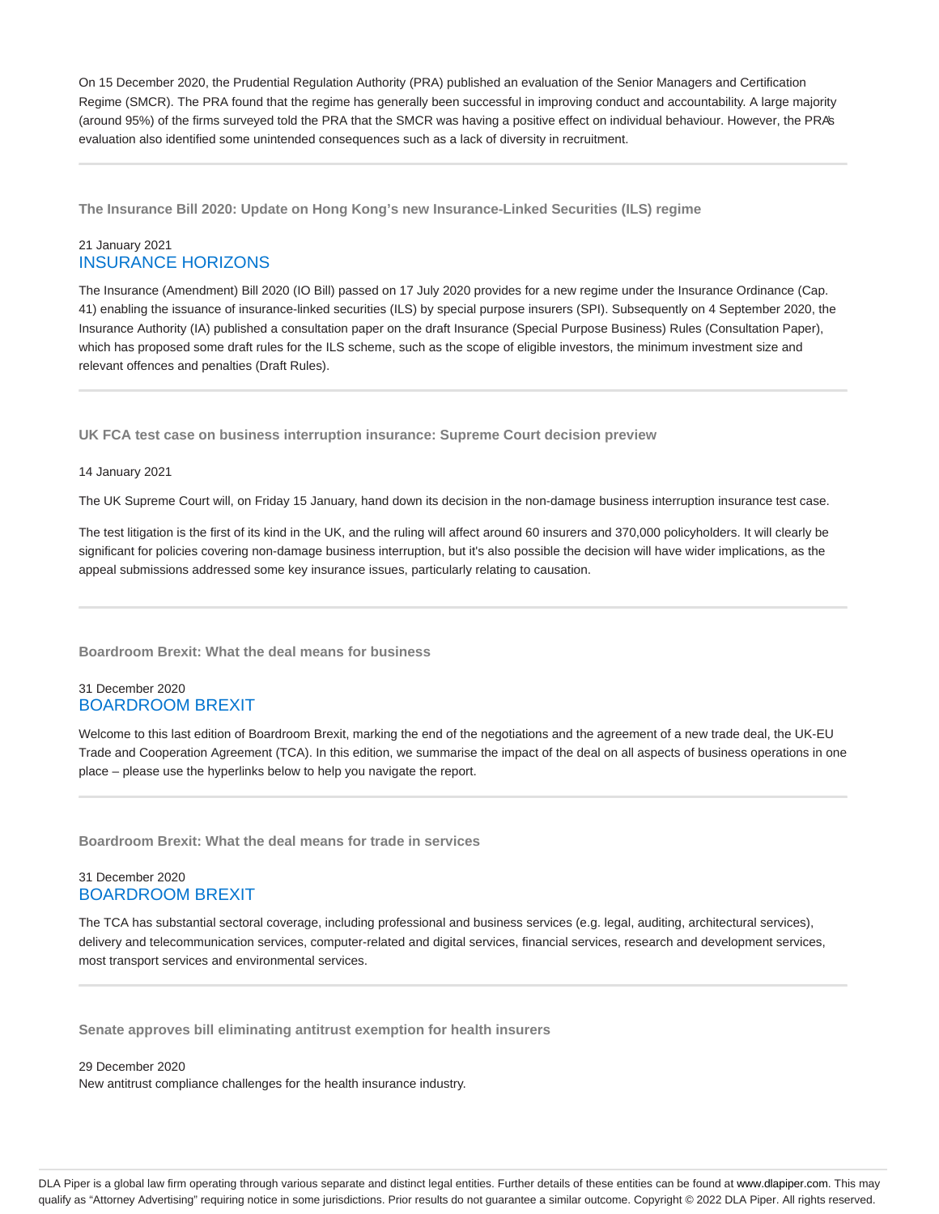On 15 December 2020, the Prudential Regulation Authority (PRA) published an evaluation of the Senior Managers and Certification Regime (SMCR). The PRA found that the regime has generally been successful in improving conduct and accountability. A large majority (around 95%) of the firms surveyed told the PRA that the SMCR was having a positive effect on individual behaviour. However, the PRA's evaluation also identified some unintended consequences such as a lack of diversity in recruitment.

---

### The Insurance Bill 2020: Update on Hong Kong's new Insurance-Linked Securities (ILS) regime

21 January 2021
INSURANCE HORIZONS

The Insurance (Amendment) Bill 2020 (IO Bill) passed on 17 July 2020 provides for a new regime under the Insurance Ordinance (Cap. 41) enabling the issuance of insurance-linked securities (ILS) by special purpose insurers (SPI). Subsequently on 4 September 2020, the Insurance Authority (IA) published a consultation paper on the draft Insurance (Special Purpose Business) Rules (Consultation Paper), which has proposed some draft rules for the ILS scheme, such as the scope of eligible investors, the minimum investment size and relevant offences and penalties (Draft Rules).

---

### UK FCA test case on business interruption insurance: Supreme Court decision preview

14 January 2021

The UK Supreme Court will, on Friday 15 January, hand down its decision in the non-damage business interruption insurance test case.

The test litigation is the first of its kind in the UK, and the ruling will affect around 60 insurers and 370,000 policyholders. It will clearly be significant for policies covering non-damage business interruption, but it's also possible the decision will have wider implications, as the appeal submissions addressed some key insurance issues, particularly relating to causation.

---

### Boardroom Brexit: What the deal means for business

31 December 2020
BOARDROOM BREXIT

Welcome to this last edition of Boardroom Brexit, marking the end of the negotiations and the agreement of a new trade deal, the UK-EU Trade and Cooperation Agreement (TCA). In this edition, we summarise the impact of the deal on all aspects of business operations in one place – please use the hyperlinks below to help you navigate the report.

---

### Boardroom Brexit: What the deal means for trade in services

31 December 2020
BOARDROOM BREXIT

The TCA has substantial sectoral coverage, including professional and business services (e.g. legal, auditing, architectural services), delivery and telecommunication services, computer-related and digital services, financial services, research and development services, most transport services and environmental services.

---

### Senate approves bill eliminating antitrust exemption for health insurers

29 December 2020
New antitrust compliance challenges for the health insurance industry.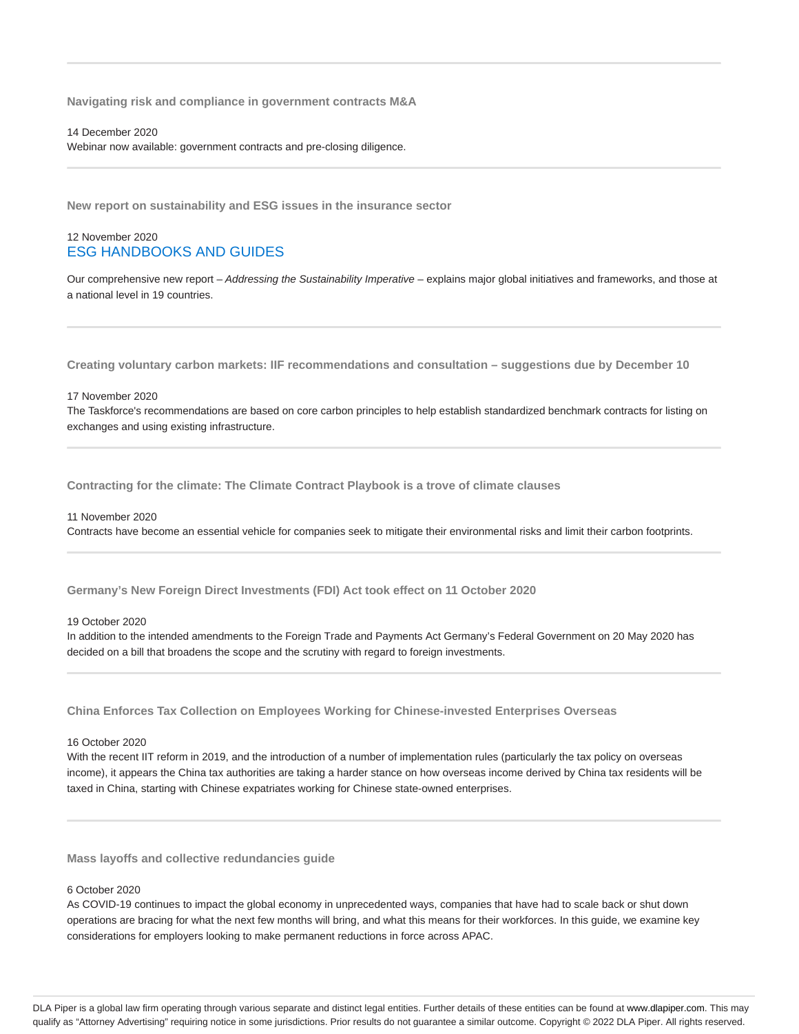### Navigating risk and compliance in government contracts M&A

14 December 2020

Webinar now available: government contracts and pre-closing diligence.

### New report on sustainability and ESG issues in the insurance sector

12 November 2020

ESG HANDBOOKS AND GUIDES

Our comprehensive new report – *Addressing the Sustainability Imperative* – explains major global initiatives and frameworks, and those at a national level in 19 countries.

### Creating voluntary carbon markets: IIF recommendations and consultation – suggestions due by December 10

17 November 2020

The Taskforce's recommendations are based on core carbon principles to help establish standardized benchmark contracts for listing on exchanges and using existing infrastructure.

### Contracting for the climate: The Climate Contract Playbook is a trove of climate clauses

11 November 2020

Contracts have become an essential vehicle for companies seek to mitigate their environmental risks and limit their carbon footprints.

### Germany's New Foreign Direct Investments (FDI) Act took effect on 11 October 2020

19 October 2020

In addition to the intended amendments to the Foreign Trade and Payments Act Germany's Federal Government on 20 May 2020 has decided on a bill that broadens the scope and the scrutiny with regard to foreign investments.

### China Enforces Tax Collection on Employees Working for Chinese-invested Enterprises Overseas

16 October 2020

With the recent IIT reform in 2019, and the introduction of a number of implementation rules (particularly the tax policy on overseas income), it appears the China tax authorities are taking a harder stance on how overseas income derived by China tax residents will be taxed in China, starting with Chinese expatriates working for Chinese state-owned enterprises.

### Mass layoffs and collective redundancies guide

6 October 2020

As COVID-19 continues to impact the global economy in unprecedented ways, companies that have had to scale back or shut down operations are bracing for what the next few months will bring, and what this means for their workforces. In this guide, we examine key considerations for employers looking to make permanent reductions in force across APAC.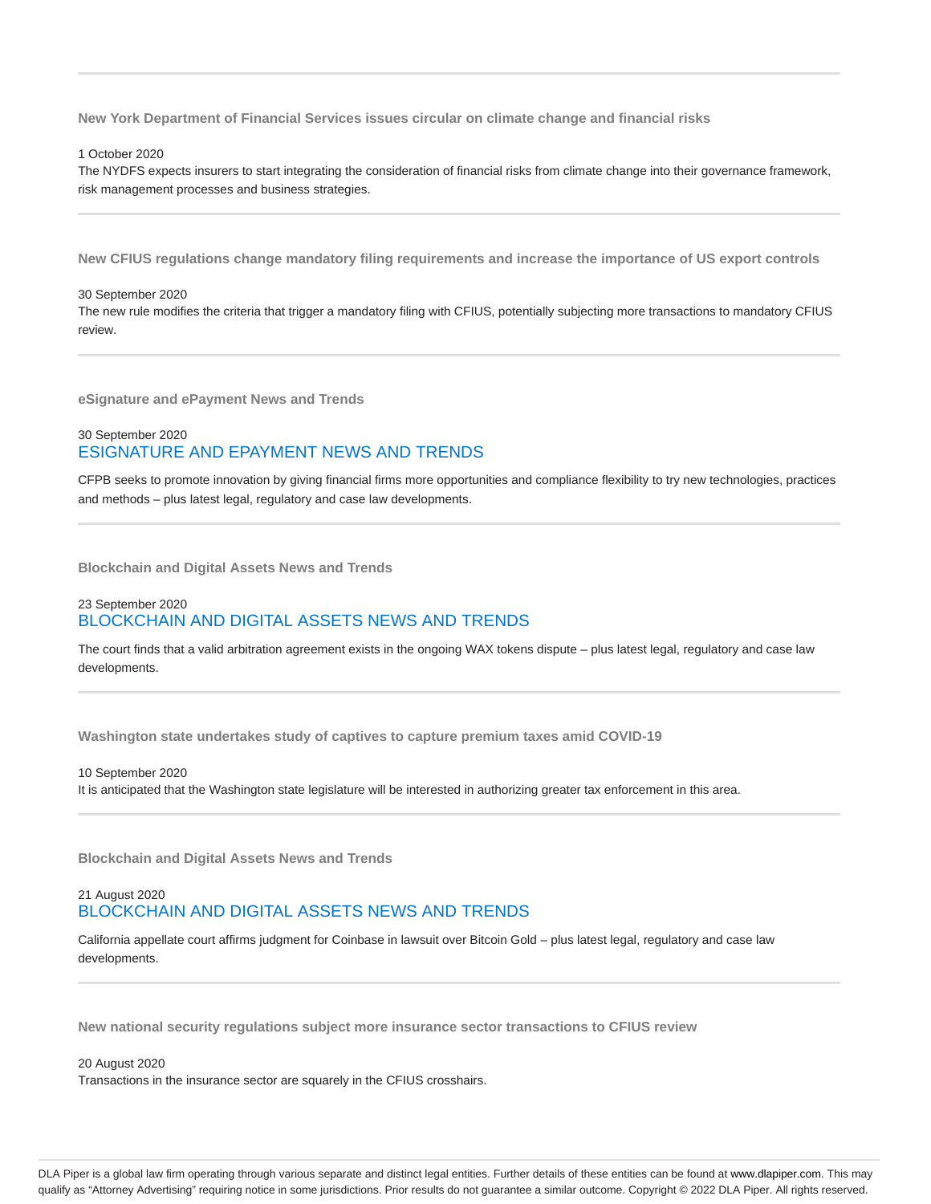**New York Department of Financial Services issues circular on climate change and financial risks**

1 October 2020

The NYDFS expects insurers to start integrating the consideration of financial risks from climate change into their governance framework, risk management processes and business strategies.

---

**New CFIUS regulations change mandatory filing requirements and increase the importance of US export controls**

30 September 2020

The new rule modifies the criteria that trigger a mandatory filing with CFIUS, potentially subjecting more transactions to mandatory CFIUS review.

---

**eSignature and ePayment News and Trends**

30 September 2020

ESIGNATURE AND EPAYMENT NEWS AND TRENDS

CFPB seeks to promote innovation by giving financial firms more opportunities and compliance flexibility to try new technologies, practices and methods – plus latest legal, regulatory and case law developments.

---

**Blockchain and Digital Assets News and Trends**

23 September 2020

BLOCKCHAIN AND DIGITAL ASSETS NEWS AND TRENDS

The court finds that a valid arbitration agreement exists in the ongoing WAX tokens dispute – plus latest legal, regulatory and case law developments.

---

**Washington state undertakes study of captives to capture premium taxes amid COVID-19**

10 September 2020

It is anticipated that the Washington state legislature will be interested in authorizing greater tax enforcement in this area.

---

**Blockchain and Digital Assets News and Trends**

21 August 2020

BLOCKCHAIN AND DIGITAL ASSETS NEWS AND TRENDS

California appellate court affirms judgment for Coinbase in lawsuit over Bitcoin Gold – plus latest legal, regulatory and case law developments.

---

**New national security regulations subject more insurance sector transactions to CFIUS review**

20 August 2020

Transactions in the insurance sector are squarely in the CFIUS crosshairs.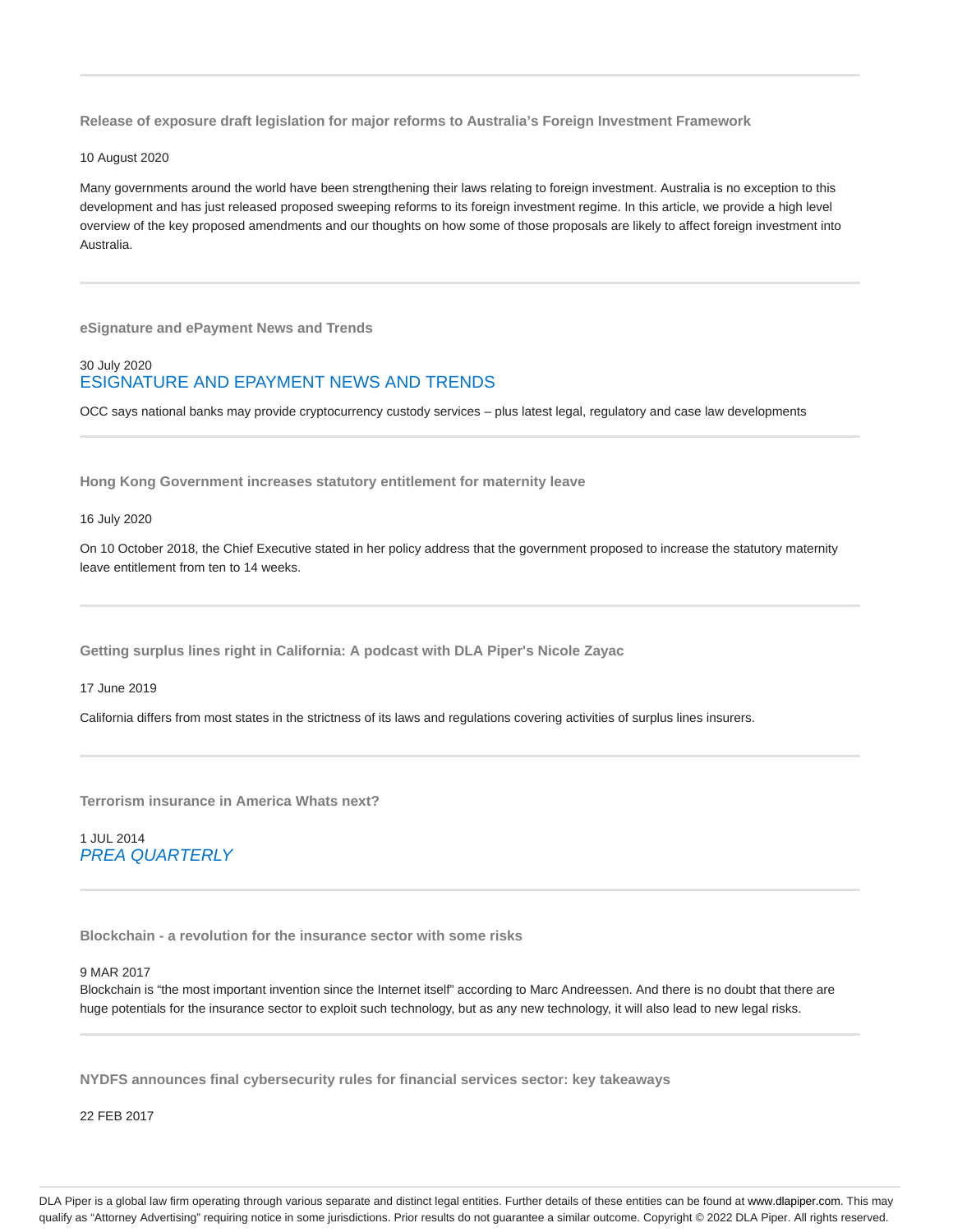### Release of exposure draft legislation for major reforms to Australia's Foreign Investment Framework

10 August 2020

Many governments around the world have been strengthening their laws relating to foreign investment. Australia is no exception to this development and has just released proposed sweeping reforms to its foreign investment regime. In this article, we provide a high level overview of the key proposed amendments and our thoughts on how some of those proposals are likely to affect foreign investment into Australia.

---

### eSignature and ePayment News and Trends

30 July 2020
ESIGNATURE AND EPAYMENT NEWS AND TRENDS

OCC says national banks may provide cryptocurrency custody services – plus latest legal, regulatory and case law developments

---

### Hong Kong Government increases statutory entitlement for maternity leave

16 July 2020

On 10 October 2018, the Chief Executive stated in her policy address that the government proposed to increase the statutory maternity leave entitlement from ten to 14 weeks.

---

### Getting surplus lines right in California: A podcast with DLA Piper's Nicole Zayac

17 June 2019

California differs from most states in the strictness of its laws and regulations covering activities of surplus lines insurers.

---

### Terrorism insurance in America Whats next?

1 JUL 2014
*PREA QUARTERLY*

---

### Blockchain - a revolution for the insurance sector with some risks

9 MAR 2017
Blockchain is "the most important invention since the Internet itself" according to Marc Andreessen. And there is no doubt that there are huge potentials for the insurance sector to exploit such technology, but as any new technology, it will also lead to new legal risks.

---

### NYDFS announces final cybersecurity rules for financial services sector: key takeaways

22 FEB 2017

DLA Piper is a global law firm operating through various separate and distinct legal entities. Further details of these entities can be found at www.dlapiper.com. This may qualify as "Attorney Advertising" requiring notice in some jurisdictions. Prior results do not guarantee a similar outcome. Copyright © 2022 DLA Piper. All rights reserved.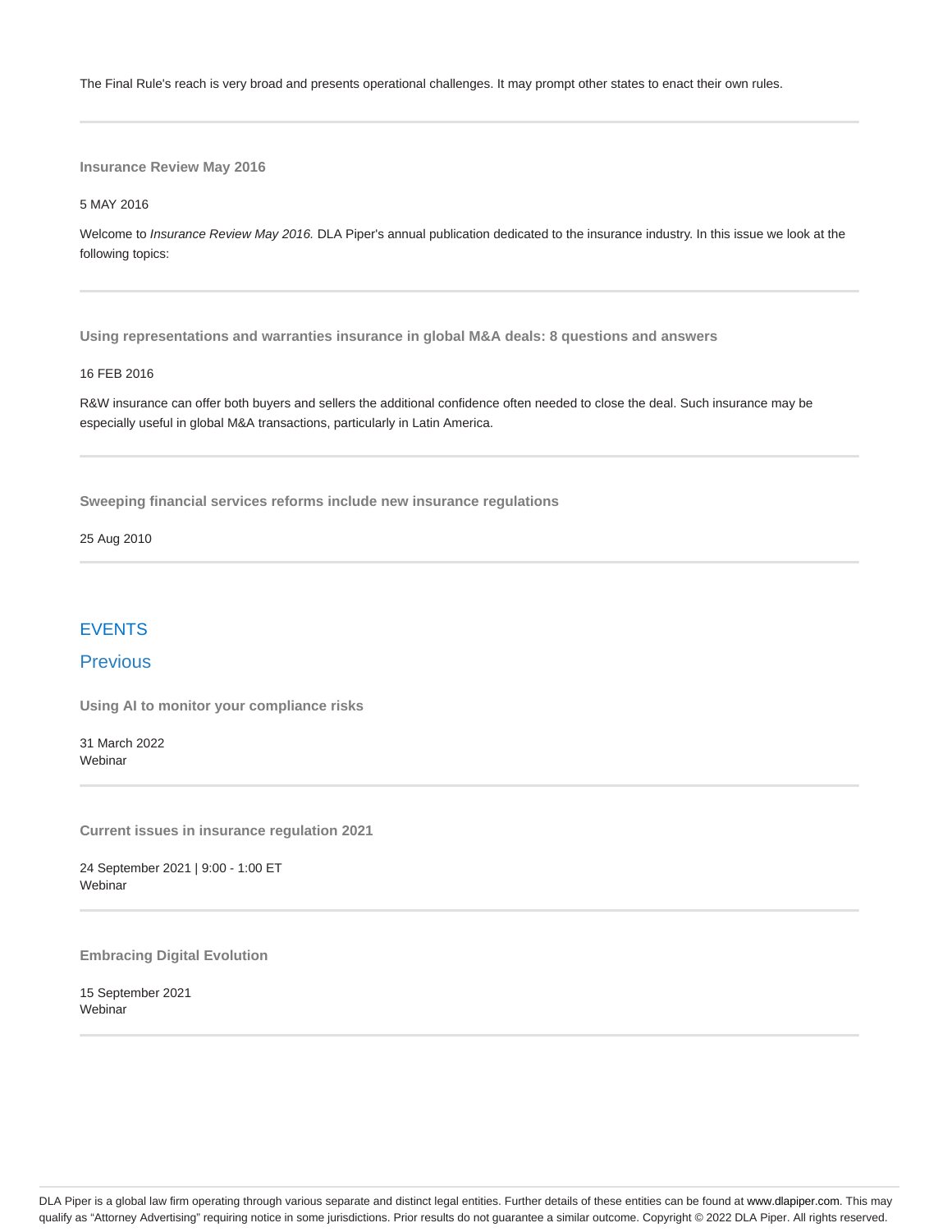The Final Rule's reach is very broad and presents operational challenges. It may prompt other states to enact their own rules.

---

**Insurance Review May 2016**

5 MAY 2016

Welcome to *Insurance Review May 2016.* DLA Piper's annual publication dedicated to the insurance industry. In this issue we look at the following topics:

---

**Using representations and warranties insurance in global M&A deals: 8 questions and answers**

16 FEB 2016

R&W insurance can offer both buyers and sellers the additional confidence often needed to close the deal. Such insurance may be especially useful in global M&A transactions, particularly in Latin America.

---

**Sweeping financial services reforms include new insurance regulations**

25 Aug 2010

---

## EVENTS

## Previous

**Using AI to monitor your compliance risks**

31 March 2022
Webinar

---

**Current issues in insurance regulation 2021**

24 September 2021 | 9:00 - 1:00 ET
Webinar

---

**Embracing Digital Evolution**

15 September 2021
Webinar

---

DLA Piper is a global law firm operating through various separate and distinct legal entities. Further details of these entities can be found at www.dlapiper.com. This may qualify as "Attorney Advertising" requiring notice in some jurisdictions. Prior results do not guarantee a similar outcome. Copyright © 2022 DLA Piper. All rights reserved.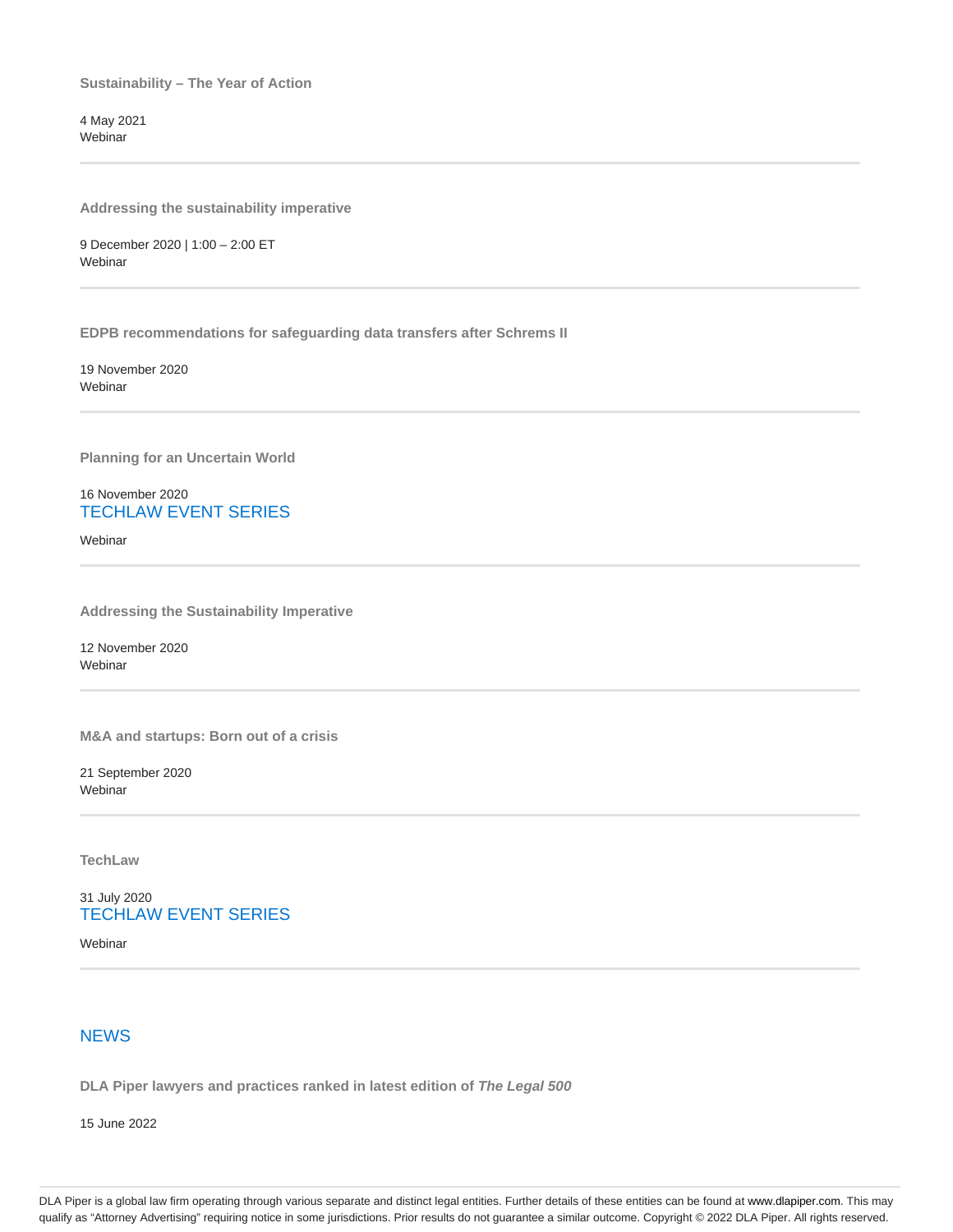**Sustainability – The Year of Action**

4 May 2021
Webinar

---

**Addressing the sustainability imperative**

9 December 2020 | 1:00 – 2:00 ET
Webinar

---

**EDPB recommendations for safeguarding data transfers after Schrems II**

19 November 2020
Webinar

---

**Planning for an Uncertain World**

16 November 2020
TECHLAW EVENT SERIES

Webinar

---

**Addressing the Sustainability Imperative**

12 November 2020
Webinar

---

**M&A and startups: Born out of a crisis**

21 September 2020
Webinar

---

**TechLaw**

31 July 2020
TECHLAW EVENT SERIES

Webinar

---

## NEWS

**DLA Piper lawyers and practices ranked in latest edition of *The Legal 500***

15 June 2022

DLA Piper is a global law firm operating through various separate and distinct legal entities. Further details of these entities can be found at www.dlapiper.com. This may qualify as "Attorney Advertising" requiring notice in some jurisdictions. Prior results do not guarantee a similar outcome. Copyright © 2022 DLA Piper. All rights reserved.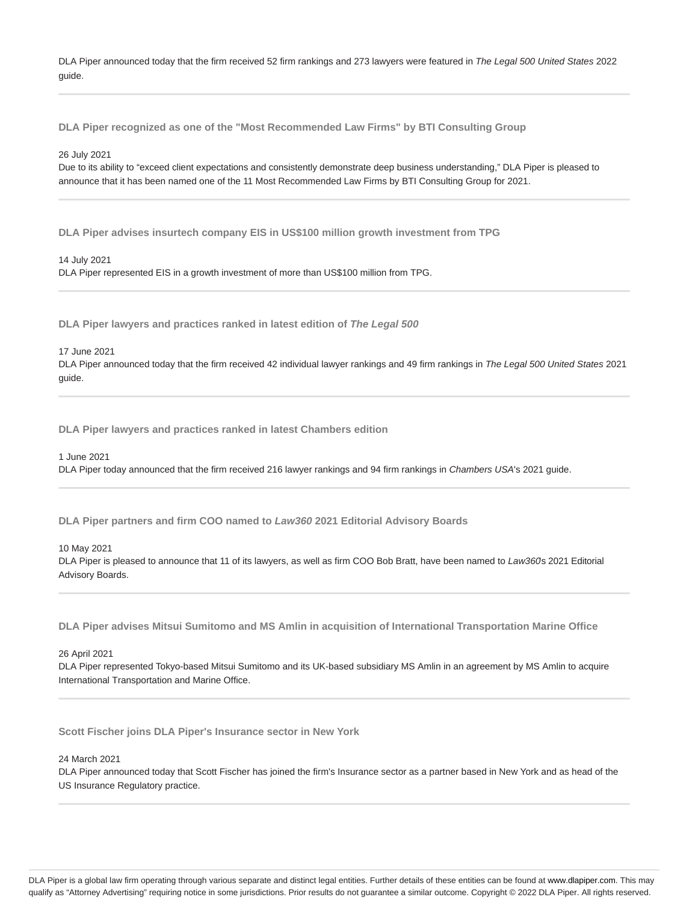DLA Piper announced today that the firm received 52 firm rankings and 273 lawyers were featured in *The Legal 500 United States* 2022 guide.

---

**DLA Piper recognized as one of the "Most Recommended Law Firms" by BTI Consulting Group**

26 July 2021
Due to its ability to "exceed client expectations and consistently demonstrate deep business understanding," DLA Piper is pleased to announce that it has been named one of the 11 Most Recommended Law Firms by BTI Consulting Group for 2021.

---

**DLA Piper advises insurtech company EIS in US$100 million growth investment from TPG**

14 July 2021
DLA Piper represented EIS in a growth investment of more than US$100 million from TPG.

---

**DLA Piper lawyers and practices ranked in latest edition of *The Legal 500***

17 June 2021
DLA Piper announced today that the firm received 42 individual lawyer rankings and 49 firm rankings in *The Legal 500 United States* 2021 guide.

---

**DLA Piper lawyers and practices ranked in latest Chambers edition**

1 June 2021
DLA Piper today announced that the firm received 216 lawyer rankings and 94 firm rankings in *Chambers USA*'s 2021 guide.

---

**DLA Piper partners and firm COO named to *Law360* 2021 Editorial Advisory Boards**

10 May 2021
DLA Piper is pleased to announce that 11 of its lawyers, as well as firm COO Bob Bratt, have been named to *Law360*'s 2021 Editorial Advisory Boards.

---

**DLA Piper advises Mitsui Sumitomo and MS Amlin in acquisition of International Transportation Marine Office**

26 April 2021
DLA Piper represented Tokyo-based Mitsui Sumitomo and its UK-based subsidiary MS Amlin in an agreement by MS Amlin to acquire International Transportation and Marine Office.

---

**Scott Fischer joins DLA Piper's Insurance sector in New York**

24 March 2021
DLA Piper announced today that Scott Fischer has joined the firm's Insurance sector as a partner based in New York and as head of the US Insurance Regulatory practice.

---

DLA Piper is a global law firm operating through various separate and distinct legal entities. Further details of these entities can be found at www.dlapiper.com. This may qualify as "Attorney Advertising" requiring notice in some jurisdictions. Prior results do not guarantee a similar outcome. Copyright © 2022 DLA Piper. All rights reserved.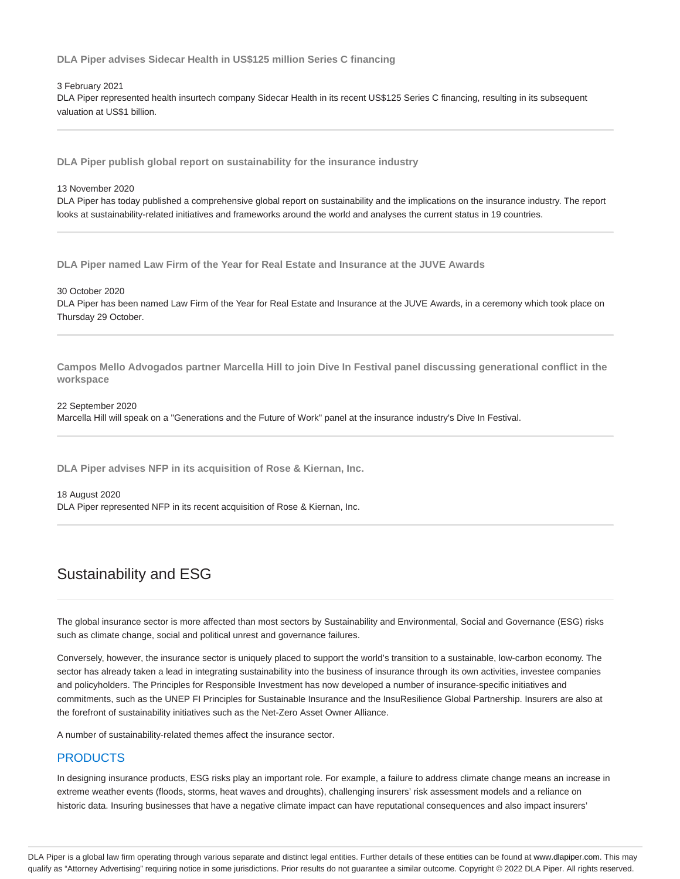**DLA Piper advises Sidecar Health in US$125 million Series C financing**

3 February 2021

DLA Piper represented health insurtech company Sidecar Health in its recent US$125 Series C financing, resulting in its subsequent valuation at US$1 billion.

---

**DLA Piper publish global report on sustainability for the insurance industry**

13 November 2020

DLA Piper has today published a comprehensive global report on sustainability and the implications on the insurance industry. The report looks at sustainability-related initiatives and frameworks around the world and analyses the current status in 19 countries.

---

**DLA Piper named Law Firm of the Year for Real Estate and Insurance at the JUVE Awards**

30 October 2020

DLA Piper has been named Law Firm of the Year for Real Estate and Insurance at the JUVE Awards, in a ceremony which took place on Thursday 29 October.

---

**Campos Mello Advogados partner Marcella Hill to join Dive In Festival panel discussing generational conflict in the workspace**

22 September 2020

Marcella Hill will speak on a "Generations and the Future of Work" panel at the insurance industry's Dive In Festival.

---

**DLA Piper advises NFP in its acquisition of Rose & Kiernan, Inc.**

18 August 2020

DLA Piper represented NFP in its recent acquisition of Rose & Kiernan, Inc.

---

## Sustainability and ESG

The global insurance sector is more affected than most sectors by Sustainability and Environmental, Social and Governance (ESG) risks such as climate change, social and political unrest and governance failures.

Conversely, however, the insurance sector is uniquely placed to support the world's transition to a sustainable, low-carbon economy. The sector has already taken a lead in integrating sustainability into the business of insurance through its own activities, investee companies and policyholders. The Principles for Responsible Investment has now developed a number of insurance-specific initiatives and commitments, such as the UNEP FI Principles for Sustainable Insurance and the InsuResilience Global Partnership. Insurers are also at the forefront of sustainability initiatives such as the Net-Zero Asset Owner Alliance.

A number of sustainability-related themes affect the insurance sector.

### PRODUCTS

In designing insurance products, ESG risks play an important role. For example, a failure to address climate change means an increase in extreme weather events (floods, storms, heat waves and droughts), challenging insurers' risk assessment models and a reliance on historic data. Insuring businesses that have a negative climate impact can have reputational consequences and also impact insurers'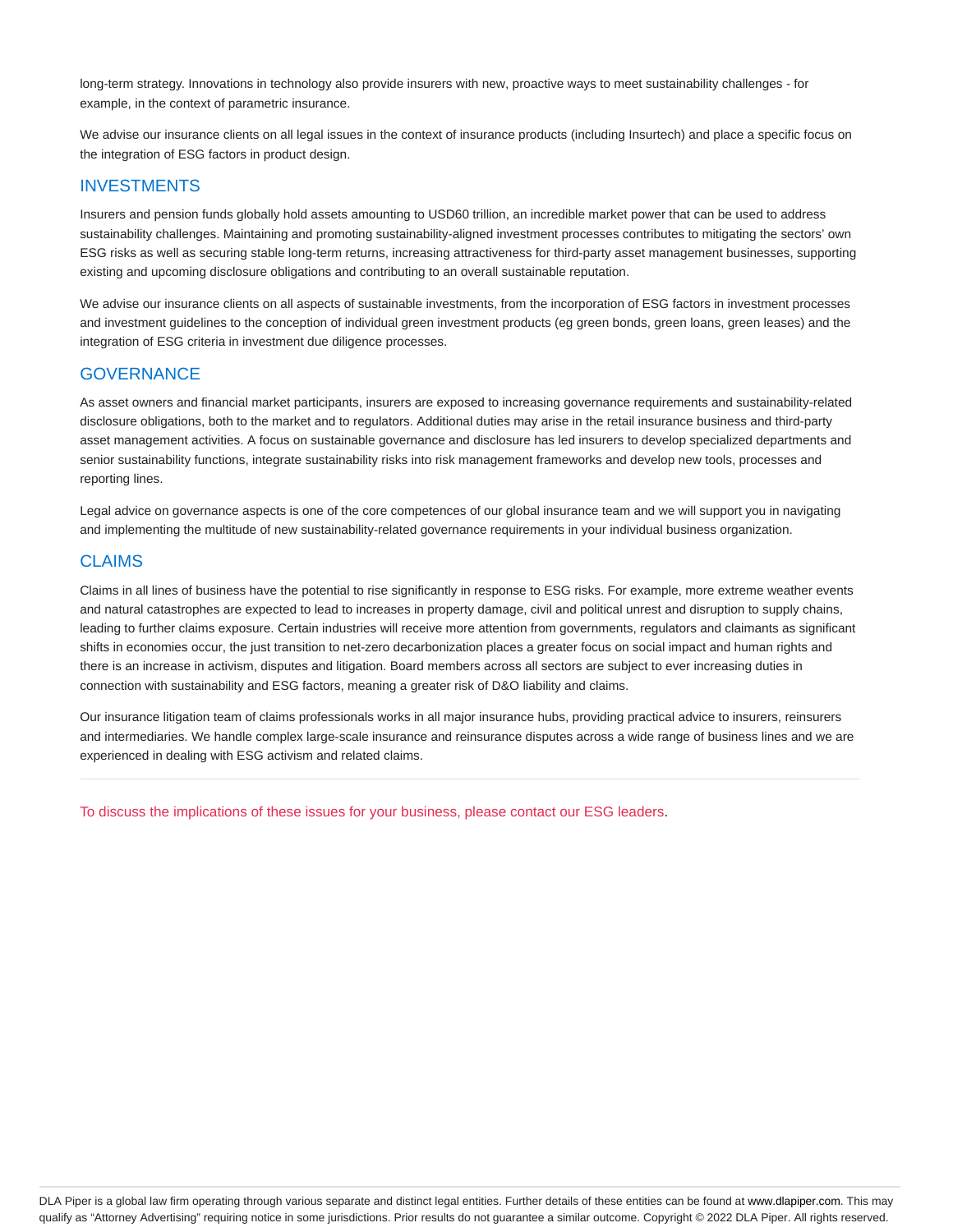long-term strategy. Innovations in technology also provide insurers with new, proactive ways to meet sustainability challenges - for example, in the context of parametric insurance.

We advise our insurance clients on all legal issues in the context of insurance products (including Insurtech) and place a specific focus on the integration of ESG factors in product design.

## INVESTMENTS

Insurers and pension funds globally hold assets amounting to USD60 trillion, an incredible market power that can be used to address sustainability challenges. Maintaining and promoting sustainability-aligned investment processes contributes to mitigating the sectors' own ESG risks as well as securing stable long-term returns, increasing attractiveness for third-party asset management businesses, supporting existing and upcoming disclosure obligations and contributing to an overall sustainable reputation.

We advise our insurance clients on all aspects of sustainable investments, from the incorporation of ESG factors in investment processes and investment guidelines to the conception of individual green investment products (eg green bonds, green loans, green leases) and the integration of ESG criteria in investment due diligence processes.

## GOVERNANCE

As asset owners and financial market participants, insurers are exposed to increasing governance requirements and sustainability-related disclosure obligations, both to the market and to regulators. Additional duties may arise in the retail insurance business and third-party asset management activities. A focus on sustainable governance and disclosure has led insurers to develop specialized departments and senior sustainability functions, integrate sustainability risks into risk management frameworks and develop new tools, processes and reporting lines.

Legal advice on governance aspects is one of the core competences of our global insurance team and we will support you in navigating and implementing the multitude of new sustainability-related governance requirements in your individual business organization.

## CLAIMS

Claims in all lines of business have the potential to rise significantly in response to ESG risks. For example, more extreme weather events and natural catastrophes are expected to lead to increases in property damage, civil and political unrest and disruption to supply chains, leading to further claims exposure. Certain industries will receive more attention from governments, regulators and claimants as significant shifts in economies occur, the just transition to net-zero decarbonization places a greater focus on social impact and human rights and there is an increase in activism, disputes and litigation. Board members across all sectors are subject to ever increasing duties in connection with sustainability and ESG factors, meaning a greater risk of D&O liability and claims.

Our insurance litigation team of claims professionals works in all major insurance hubs, providing practical advice to insurers, reinsurers and intermediaries. We handle complex large-scale insurance and reinsurance disputes across a wide range of business lines and we are experienced in dealing with ESG activism and related claims.

---

To discuss the implications of these issues for your business, please contact our ESG leaders.

DLA Piper is a global law firm operating through various separate and distinct legal entities. Further details of these entities can be found at www.dlapiper.com. This may qualify as "Attorney Advertising" requiring notice in some jurisdictions. Prior results do not guarantee a similar outcome. Copyright © 2022 DLA Piper. All rights reserved.